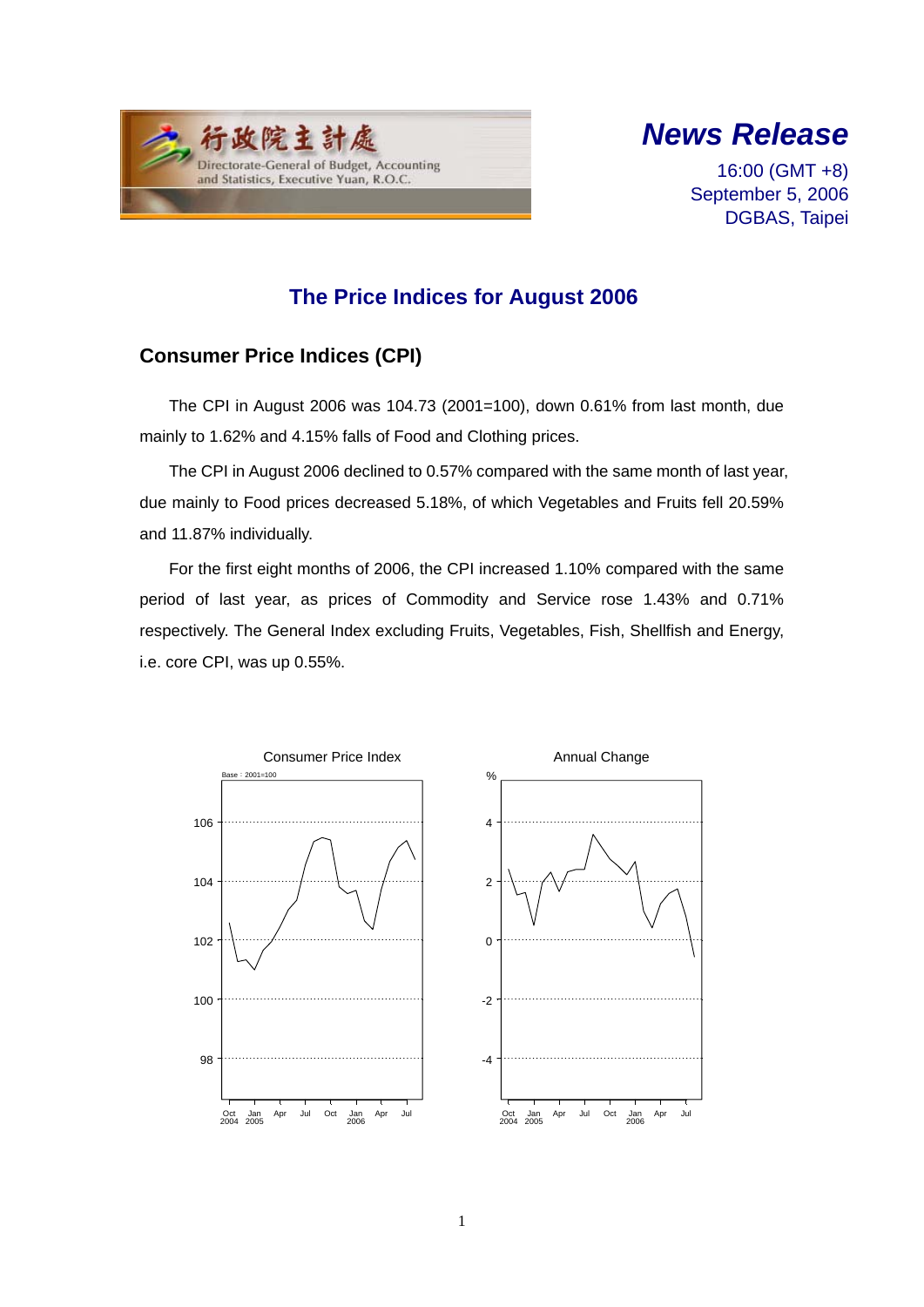行政院主計處
Directorate-General of Budget, Accounting and Statistics, Executive Yuan, R.O.C.

# *News Release*

16:00 (GMT +8)
September 5, 2006
DGBAS, Taipei

## The Price Indices for August 2006

### Consumer Price Indices (CPI)

The CPI in August 2006 was 104.73 (2001=100), down 0.61% from last month, due mainly to 1.62% and 4.15% falls of Food and Clothing prices.

The CPI in August 2006 declined to 0.57% compared with the same month of last year, due mainly to Food prices decreased 5.18%, of which Vegetables and Fruits fell 20.59% and 11.87% individually.

For the first eight months of 2006, the CPI increased 1.10% compared with the same period of last year, as prices of Commodity and Service rose 1.43% and 0.71% respectively. The General Index excluding Fruits, Vegetables, Fish, Shellfish and Energy, i.e. core CPI, was up 0.55%.

Consumer Price Index

Base：2001=100

Annual Change

%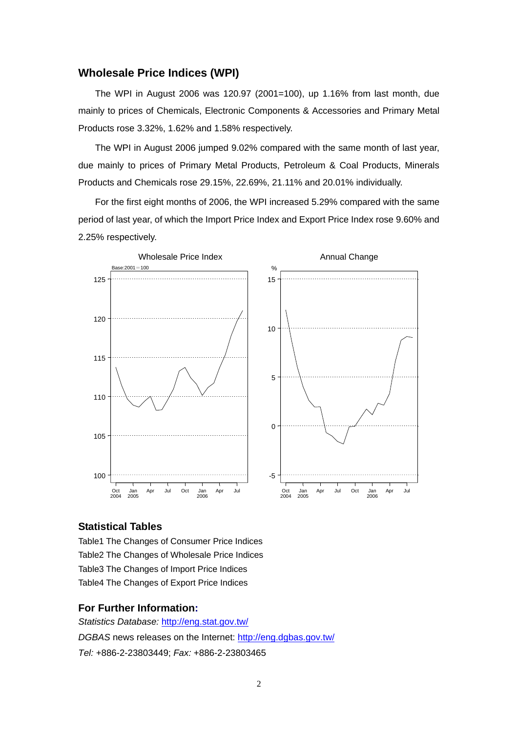## Wholesale Price Indices (WPI)

The WPI in August 2006 was 120.97 (2001=100), up 1.16% from last month, due mainly to prices of Chemicals, Electronic Components & Accessories and Primary Metal Products rose 3.32%, 1.62% and 1.58% respectively.

The WPI in August 2006 jumped 9.02% compared with the same month of last year, due mainly to prices of Primary Metal Products, Petroleum & Coal Products, Minerals Products and Chemicals rose 29.15%, 22.69%, 21.11% and 20.01% individually.

For the first eight months of 2006, the WPI increased 5.29% compared with the same period of last year, of which the Import Price Index and Export Price Index rose 9.60% and 2.25% respectively.

Wholesale Price Index

Annual Change

## Statistical Tables

Table1 The Changes of Consumer Price Indices
Table2 The Changes of Wholesale Price Indices
Table3 The Changes of Import Price Indices
Table4 The Changes of Export Price Indices

## For Further Information:

*Statistics Database:* http://eng.stat.gov.tw/
*DGBAS* news releases on the Internet: http://eng.dgbas.gov.tw/
*Tel:* +886-2-23803449; *Fax:* +886-2-23803465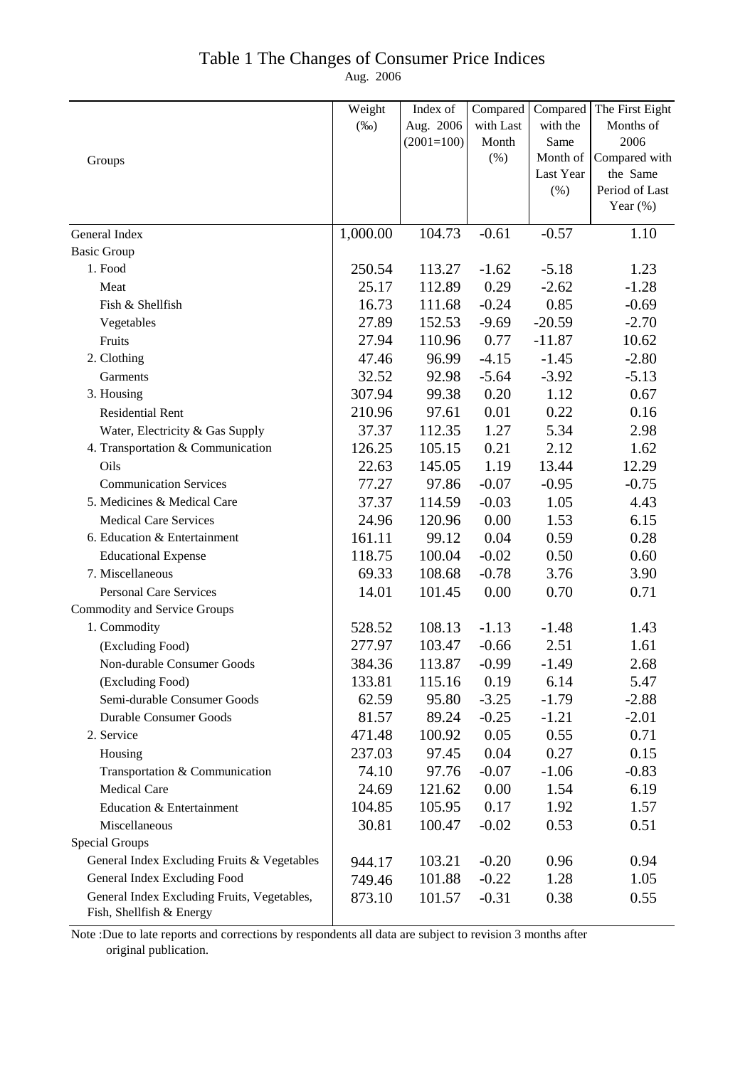# Table 1 The Changes of Consumer Price Indices

Aug. 2006

| Groups | Weight (‰) | Index of Aug. 2006 (2001=100) | Compared with Last Month (%) | Compared with the Same Month of Last Year (%) | The First Eight Months of 2006 Compared with the Same Period of Last Year (%) |
|---|---|---|---|---|---|
| General Index | 1,000.00 | 104.73 | -0.61 | -0.57 | 1.10 |
| Basic Group | | | | | |
| 1. Food | 250.54 | 113.27 | -1.62 | -5.18 | 1.23 |
| Meat | 25.17 | 112.89 | 0.29 | -2.62 | -1.28 |
| Fish & Shellfish | 16.73 | 111.68 | -0.24 | 0.85 | -0.69 |
| Vegetables | 27.89 | 152.53 | -9.69 | -20.59 | -2.70 |
| Fruits | 27.94 | 110.96 | 0.77 | -11.87 | 10.62 |
| 2. Clothing | 47.46 | 96.99 | -4.15 | -1.45 | -2.80 |
| Garments | 32.52 | 92.98 | -5.64 | -3.92 | -5.13 |
| 3. Housing | 307.94 | 99.38 | 0.20 | 1.12 | 0.67 |
| Residential Rent | 210.96 | 97.61 | 0.01 | 0.22 | 0.16 |
| Water, Electricity & Gas Supply | 37.37 | 112.35 | 1.27 | 5.34 | 2.98 |
| 4. Transportation & Communication | 126.25 | 105.15 | 0.21 | 2.12 | 1.62 |
| Oils | 22.63 | 145.05 | 1.19 | 13.44 | 12.29 |
| Communication Services | 77.27 | 97.86 | -0.07 | -0.95 | -0.75 |
| 5. Medicines & Medical Care | 37.37 | 114.59 | -0.03 | 1.05 | 4.43 |
| Medical Care Services | 24.96 | 120.96 | 0.00 | 1.53 | 6.15 |
| 6. Education & Entertainment | 161.11 | 99.12 | 0.04 | 0.59 | 0.28 |
| Educational Expense | 118.75 | 100.04 | -0.02 | 0.50 | 0.60 |
| 7. Miscellaneous | 69.33 | 108.68 | -0.78 | 3.76 | 3.90 |
| Personal Care Services | 14.01 | 101.45 | 0.00 | 0.70 | 0.71 |
| Commodity and Service Groups | | | | | |
| 1. Commodity | 528.52 | 108.13 | -1.13 | -1.48 | 1.43 |
| (Excluding Food) | 277.97 | 103.47 | -0.66 | 2.51 | 1.61 |
| Non-durable Consumer Goods | 384.36 | 113.87 | -0.99 | -1.49 | 2.68 |
| (Excluding Food) | 133.81 | 115.16 | 0.19 | 6.14 | 5.47 |
| Semi-durable Consumer Goods | 62.59 | 95.80 | -3.25 | -1.79 | -2.88 |
| Durable Consumer Goods | 81.57 | 89.24 | -0.25 | -1.21 | -2.01 |
| 2. Service | 471.48 | 100.92 | 0.05 | 0.55 | 0.71 |
| Housing | 237.03 | 97.45 | 0.04 | 0.27 | 0.15 |
| Transportation & Communication | 74.10 | 97.76 | -0.07 | -1.06 | -0.83 |
| Medical Care | 24.69 | 121.62 | 0.00 | 1.54 | 6.19 |
| Education & Entertainment | 104.85 | 105.95 | 0.17 | 1.92 | 1.57 |
| Miscellaneous | 30.81 | 100.47 | -0.02 | 0.53 | 0.51 |
| Special Groups | | | | | |
| General Index Excluding Fruits & Vegetables | 944.17 | 103.21 | -0.20 | 0.96 | 0.94 |
| General Index Excluding Food | 749.46 | 101.88 | -0.22 | 1.28 | 1.05 |
| General Index Excluding Fruits, Vegetables, Fish, Shellfish & Energy | 873.10 | 101.57 | -0.31 | 0.38 | 0.55 |

Note :Due to late reports and corrections by respondents all data are subject to revision 3 months after original publication.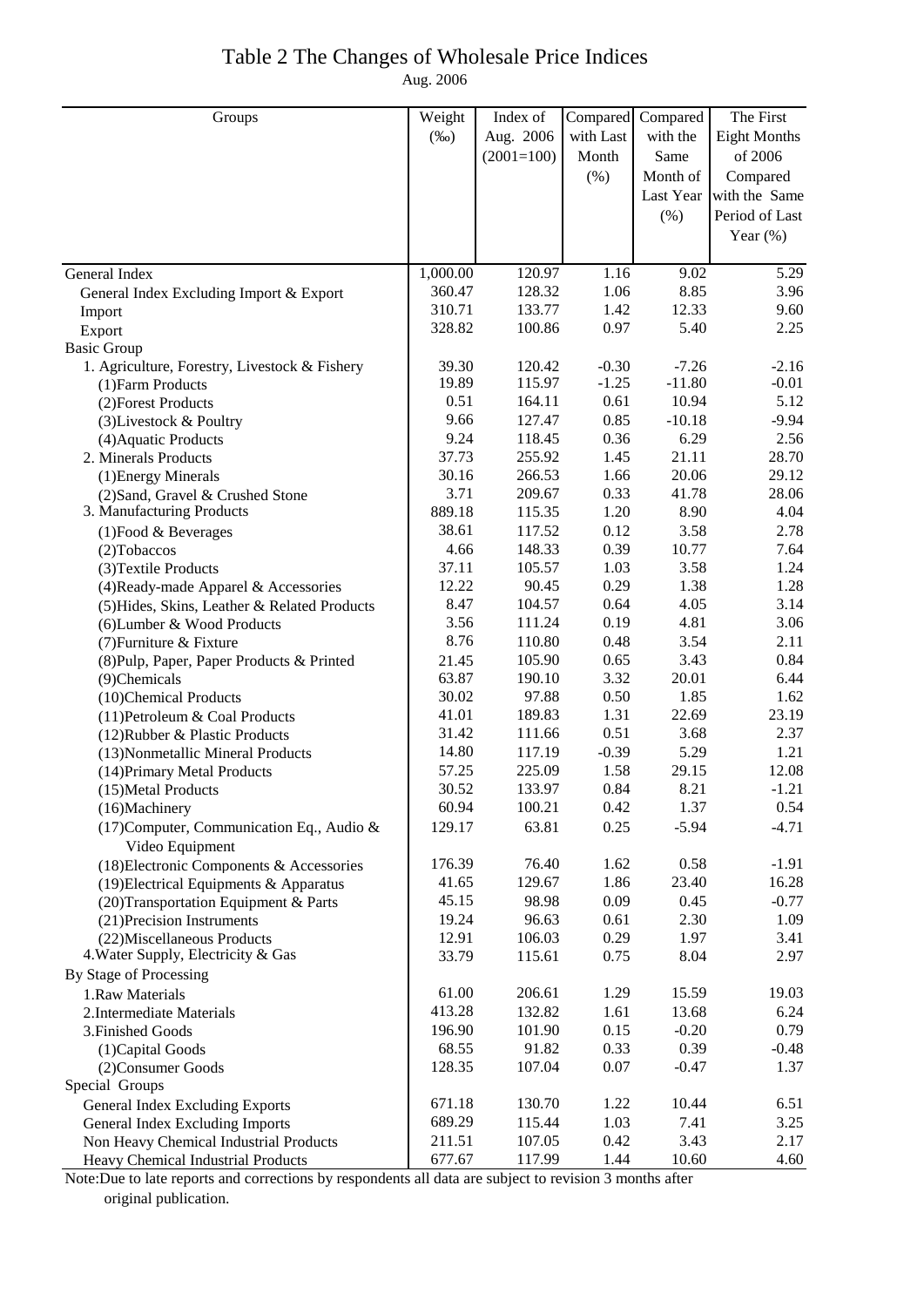# Table 2 The Changes of Wholesale Price Indices

Aug. 2006

| Groups | Weight (‰) | Index of Aug. 2006 (2001=100) | Compared with Last Month (%) | Compared with the Same Month of Last Year (%) | The First Eight Months of 2006 Compared with the Same Period of Last Year (%) |
|---|---|---|---|---|---|
| General Index | 1,000.00 | 120.97 | 1.16 | 9.02 | 5.29 |
| General Index Excluding Import & Export | 360.47 | 128.32 | 1.06 | 8.85 | 3.96 |
| Import | 310.71 | 133.77 | 1.42 | 12.33 | 9.60 |
| Export | 328.82 | 100.86 | 0.97 | 5.40 | 2.25 |
| Basic Group | | | | | |
| 1. Agriculture, Forestry, Livestock & Fishery | 39.30 | 120.42 | -0.30 | -7.26 | -2.16 |
| (1)Farm Products | 19.89 | 115.97 | -1.25 | -11.80 | -0.01 |
| (2)Forest Products | 0.51 | 164.11 | 0.61 | 10.94 | 5.12 |
| (3)Livestock & Poultry | 9.66 | 127.47 | 0.85 | -10.18 | -9.94 |
| (4)Aquatic Products | 9.24 | 118.45 | 0.36 | 6.29 | 2.56 |
| 2. Minerals Products | 37.73 | 255.92 | 1.45 | 21.11 | 28.70 |
| (1)Energy Minerals | 30.16 | 266.53 | 1.66 | 20.06 | 29.12 |
| (2)Sand, Gravel & Crushed Stone | 3.71 | 209.67 | 0.33 | 41.78 | 28.06 |
| 3. Manufacturing Products | 889.18 | 115.35 | 1.20 | 8.90 | 4.04 |
| (1)Food & Beverages | 38.61 | 117.52 | 0.12 | 3.58 | 2.78 |
| (2)Tobaccos | 4.66 | 148.33 | 0.39 | 10.77 | 7.64 |
| (3)Textile Products | 37.11 | 105.57 | 1.03 | 3.58 | 1.24 |
| (4)Ready-made Apparel & Accessories | 12.22 | 90.45 | 0.29 | 1.38 | 1.28 |
| (5)Hides, Skins, Leather & Related Products | 8.47 | 104.57 | 0.64 | 4.05 | 3.14 |
| (6)Lumber & Wood Products | 3.56 | 111.24 | 0.19 | 4.81 | 3.06 |
| (7)Furniture & Fixture | 8.76 | 110.80 | 0.48 | 3.54 | 2.11 |
| (8)Pulp, Paper, Paper Products & Printed | 21.45 | 105.90 | 0.65 | 3.43 | 0.84 |
| (9)Chemicals | 63.87 | 190.10 | 3.32 | 20.01 | 6.44 |
| (10)Chemical Products | 30.02 | 97.88 | 0.50 | 1.85 | 1.62 |
| (11)Petroleum & Coal Products | 41.01 | 189.83 | 1.31 | 22.69 | 23.19 |
| (12)Rubber & Plastic Products | 31.42 | 111.66 | 0.51 | 3.68 | 2.37 |
| (13)Nonmetallic Mineral Products | 14.80 | 117.19 | -0.39 | 5.29 | 1.21 |
| (14)Primary Metal Products | 57.25 | 225.09 | 1.58 | 29.15 | 12.08 |
| (15)Metal Products | 30.52 | 133.97 | 0.84 | 8.21 | -1.21 |
| (16)Machinery | 60.94 | 100.21 | 0.42 | 1.37 | 0.54 |
| (17)Computer, Communication Eq., Audio & Video Equipment | 129.17 | 63.81 | 0.25 | -5.94 | -4.71 |
| (18)Electronic Components & Accessories | 176.39 | 76.40 | 1.62 | 0.58 | -1.91 |
| (19)Electrical Equipments & Apparatus | 41.65 | 129.67 | 1.86 | 23.40 | 16.28 |
| (20)Transportation Equipment & Parts | 45.15 | 98.98 | 0.09 | 0.45 | -0.77 |
| (21)Precision Instruments | 19.24 | 96.63 | 0.61 | 2.30 | 1.09 |
| (22)Miscellaneous Products | 12.91 | 106.03 | 0.29 | 1.97 | 3.41 |
| 4.Water Supply, Electricity & Gas | 33.79 | 115.61 | 0.75 | 8.04 | 2.97 |
| By Stage of Processing | | | | | |
| 1.Raw Materials | 61.00 | 206.61 | 1.29 | 15.59 | 19.03 |
| 2.Intermediate Materials | 413.28 | 132.82 | 1.61 | 13.68 | 6.24 |
| 3.Finished Goods | 196.90 | 101.90 | 0.15 | -0.20 | 0.79 |
| (1)Capital Goods | 68.55 | 91.82 | 0.33 | 0.39 | -0.48 |
| (2)Consumer Goods | 128.35 | 107.04 | 0.07 | -0.47 | 1.37 |
| Special Groups | | | | | |
| General Index Excluding Exports | 671.18 | 130.70 | 1.22 | 10.44 | 6.51 |
| General Index Excluding Imports | 689.29 | 115.44 | 1.03 | 7.41 | 3.25 |
| Non Heavy Chemical Industrial Products | 211.51 | 107.05 | 0.42 | 3.43 | 2.17 |
| Heavy Chemical Industrial Products | 677.67 | 117.99 | 1.44 | 10.60 | 4.60 |

Note:Due to late reports and corrections by respondents all data are subject to revision 3 months after original publication.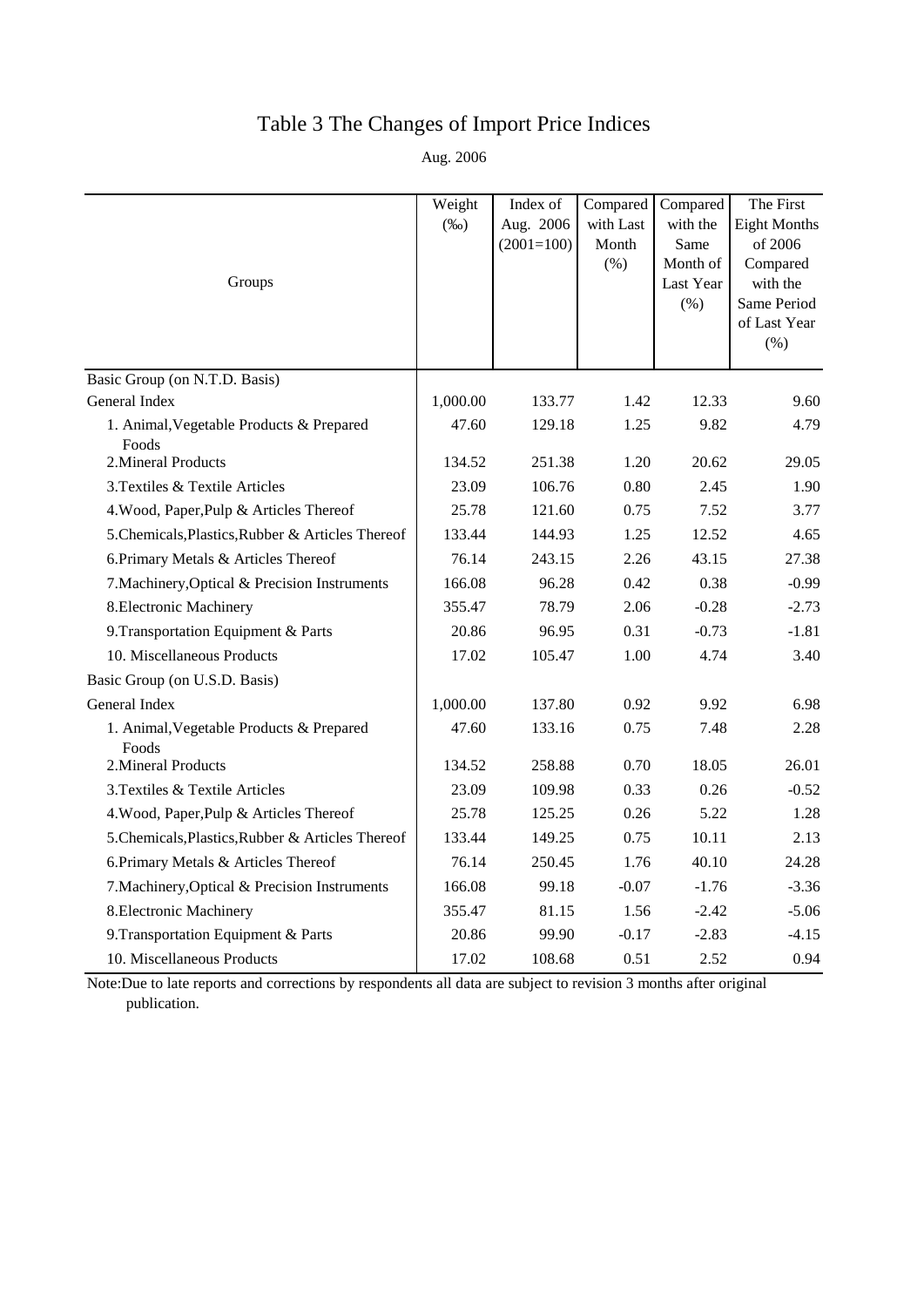# Table 3 The Changes of Import Price Indices

Aug. 2006

| Groups | Weight (‰) | Index of Aug. 2006 (2001=100) | Compared with Last Month (%) | Compared with the Same Month of Last Year (%) | The First Eight Months of 2006 Compared with the Same Period of Last Year (%) |
|---|---|---|---|---|---|
| Basic Group (on N.T.D. Basis) | | | | | |
| General Index | 1,000.00 | 133.77 | 1.42 | 12.33 | 9.60 |
| 1. Animal,Vegetable Products & Prepared Foods | 47.60 | 129.18 | 1.25 | 9.82 | 4.79 |
| 2.Mineral Products | 134.52 | 251.38 | 1.20 | 20.62 | 29.05 |
| 3.Textiles & Textile Articles | 23.09 | 106.76 | 0.80 | 2.45 | 1.90 |
| 4.Wood, Paper,Pulp & Articles Thereof | 25.78 | 121.60 | 0.75 | 7.52 | 3.77 |
| 5.Chemicals,Plastics,Rubber & Articles Thereof | 133.44 | 144.93 | 1.25 | 12.52 | 4.65 |
| 6.Primary Metals & Articles Thereof | 76.14 | 243.15 | 2.26 | 43.15 | 27.38 |
| 7.Machinery,Optical & Precision Instruments | 166.08 | 96.28 | 0.42 | 0.38 | -0.99 |
| 8.Electronic Machinery | 355.47 | 78.79 | 2.06 | -0.28 | -2.73 |
| 9.Transportation Equipment & Parts | 20.86 | 96.95 | 0.31 | -0.73 | -1.81 |
| 10. Miscellaneous Products | 17.02 | 105.47 | 1.00 | 4.74 | 3.40 |
| Basic Group (on U.S.D. Basis) | | | | | |
| General Index | 1,000.00 | 137.80 | 0.92 | 9.92 | 6.98 |
| 1. Animal,Vegetable Products & Prepared Foods | 47.60 | 133.16 | 0.75 | 7.48 | 2.28 |
| 2.Mineral Products | 134.52 | 258.88 | 0.70 | 18.05 | 26.01 |
| 3.Textiles & Textile Articles | 23.09 | 109.98 | 0.33 | 0.26 | -0.52 |
| 4.Wood, Paper,Pulp & Articles Thereof | 25.78 | 125.25 | 0.26 | 5.22 | 1.28 |
| 5.Chemicals,Plastics,Rubber & Articles Thereof | 133.44 | 149.25 | 0.75 | 10.11 | 2.13 |
| 6.Primary Metals & Articles Thereof | 76.14 | 250.45 | 1.76 | 40.10 | 24.28 |
| 7.Machinery,Optical & Precision Instruments | 166.08 | 99.18 | -0.07 | -1.76 | -3.36 |
| 8.Electronic Machinery | 355.47 | 81.15 | 1.56 | -2.42 | -5.06 |
| 9.Transportation Equipment & Parts | 20.86 | 99.90 | -0.17 | -2.83 | -4.15 |
| 10. Miscellaneous Products | 17.02 | 108.68 | 0.51 | 2.52 | 0.94 |

Note:Due to late reports and corrections by respondents all data are subject to revision 3 months after original publication.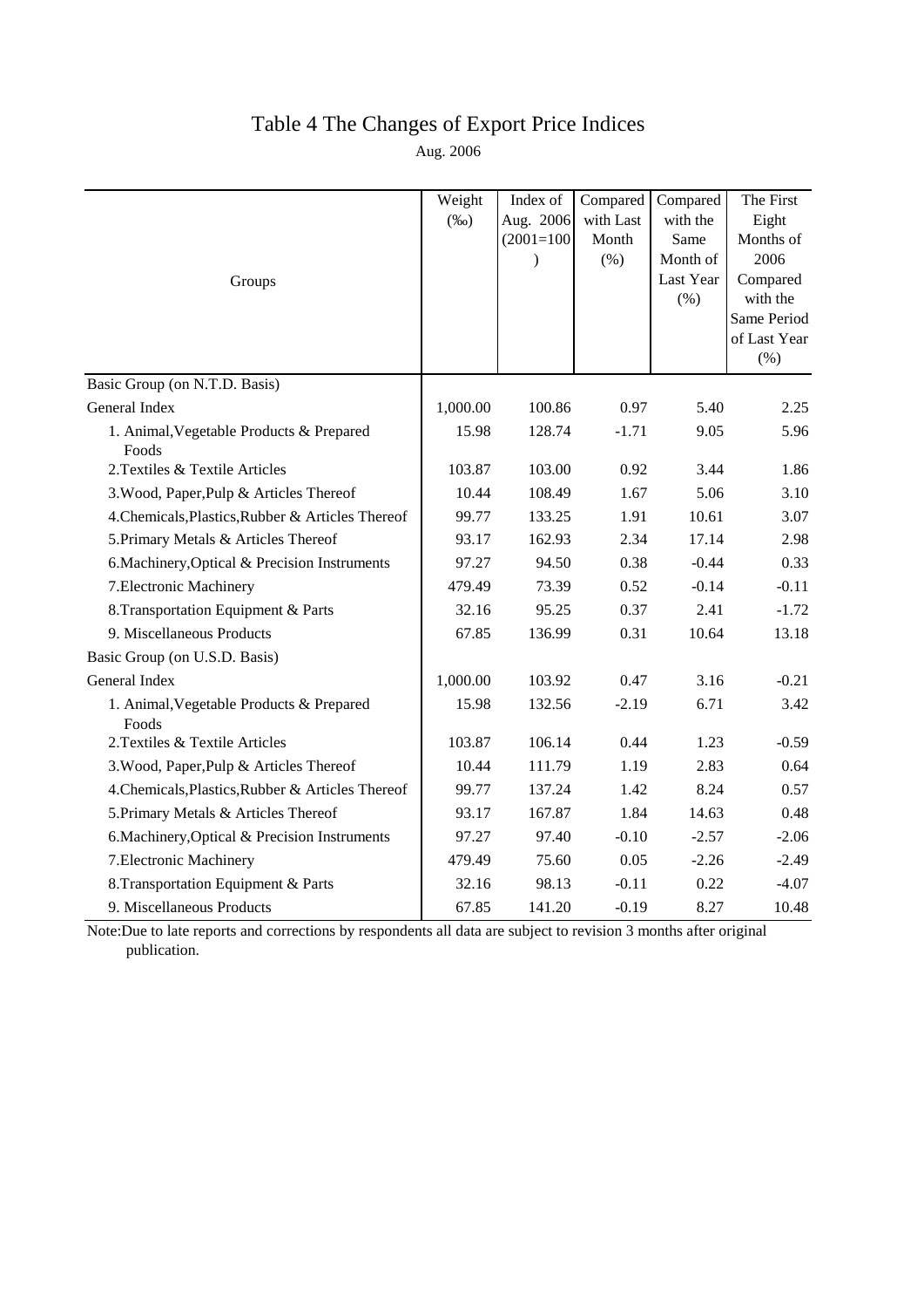# Table 4 The Changes of Export Price Indices

Aug. 2006

| Groups | Weight (‰) | Index of Aug. 2006 (2001=100) | Compared with Last Month (%) | Compared with the Same Month of Last Year (%) | The First Eight Months of 2006 Compared with the Same Period of Last Year (%) |
|---|---|---|---|---|---|
| Basic Group (on N.T.D. Basis) | | | | | |
| General Index | 1,000.00 | 100.86 | 0.97 | 5.40 | 2.25 |
| 1. Animal,Vegetable Products & Prepared Foods | 15.98 | 128.74 | -1.71 | 9.05 | 5.96 |
| 2.Textiles & Textile Articles | 103.87 | 103.00 | 0.92 | 3.44 | 1.86 |
| 3.Wood, Paper,Pulp & Articles Thereof | 10.44 | 108.49 | 1.67 | 5.06 | 3.10 |
| 4.Chemicals,Plastics,Rubber & Articles Thereof | 99.77 | 133.25 | 1.91 | 10.61 | 3.07 |
| 5.Primary Metals & Articles Thereof | 93.17 | 162.93 | 2.34 | 17.14 | 2.98 |
| 6.Machinery,Optical & Precision Instruments | 97.27 | 94.50 | 0.38 | -0.44 | 0.33 |
| 7.Electronic Machinery | 479.49 | 73.39 | 0.52 | -0.14 | -0.11 |
| 8.Transportation Equipment & Parts | 32.16 | 95.25 | 0.37 | 2.41 | -1.72 |
| 9. Miscellaneous Products | 67.85 | 136.99 | 0.31 | 10.64 | 13.18 |
| Basic Group (on U.S.D. Basis) | | | | | |
| General Index | 1,000.00 | 103.92 | 0.47 | 3.16 | -0.21 |
| 1. Animal,Vegetable Products & Prepared Foods | 15.98 | 132.56 | -2.19 | 6.71 | 3.42 |
| 2.Textiles & Textile Articles | 103.87 | 106.14 | 0.44 | 1.23 | -0.59 |
| 3.Wood, Paper,Pulp & Articles Thereof | 10.44 | 111.79 | 1.19 | 2.83 | 0.64 |
| 4.Chemicals,Plastics,Rubber & Articles Thereof | 99.77 | 137.24 | 1.42 | 8.24 | 0.57 |
| 5.Primary Metals & Articles Thereof | 93.17 | 167.87 | 1.84 | 14.63 | 0.48 |
| 6.Machinery,Optical & Precision Instruments | 97.27 | 97.40 | -0.10 | -2.57 | -2.06 |
| 7.Electronic Machinery | 479.49 | 75.60 | 0.05 | -2.26 | -2.49 |
| 8.Transportation Equipment & Parts | 32.16 | 98.13 | -0.11 | 0.22 | -4.07 |
| 9. Miscellaneous Products | 67.85 | 141.20 | -0.19 | 8.27 | 10.48 |

Note:Due to late reports and corrections by respondents all data are subject to revision 3 months after original publication.